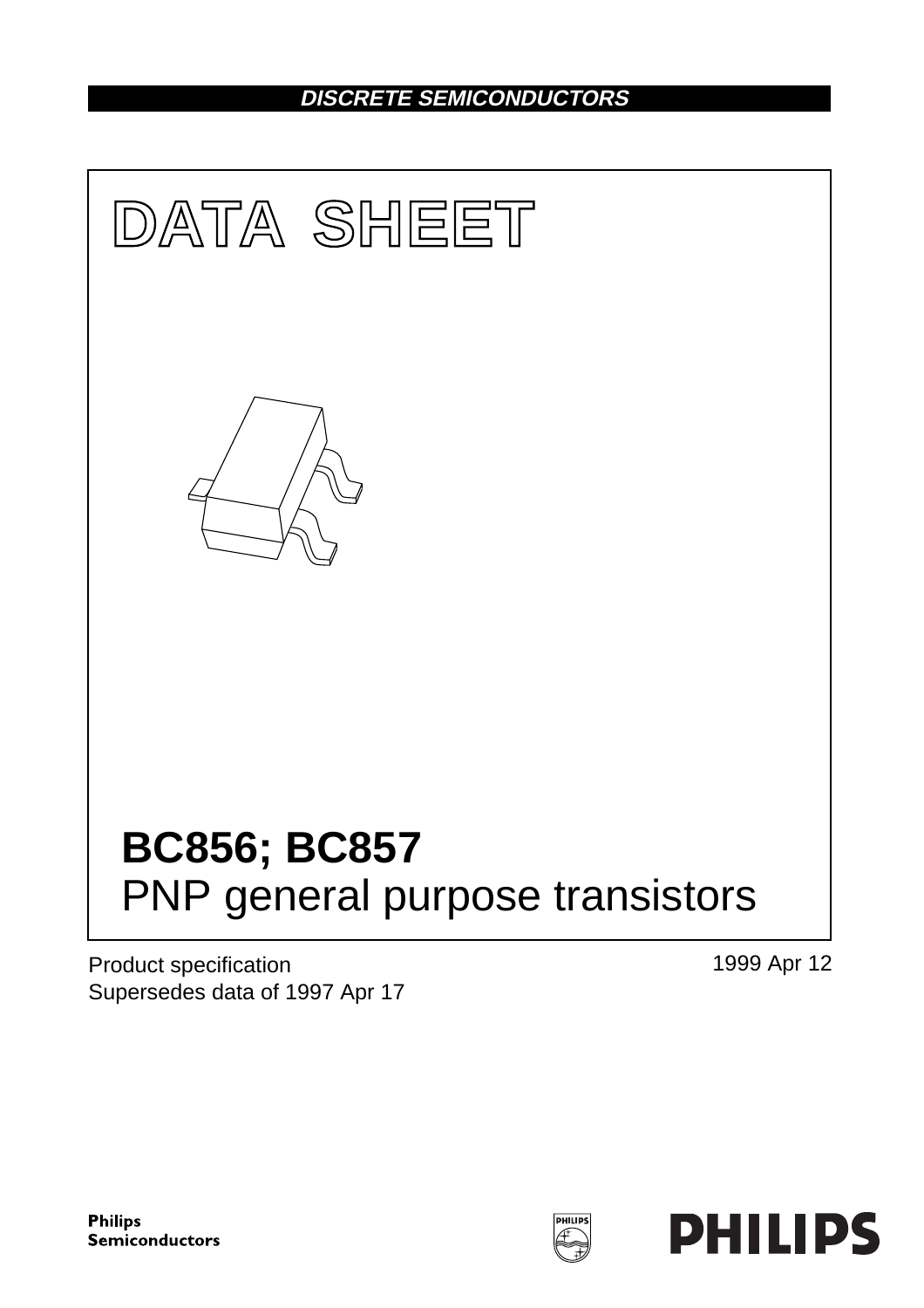DISCRETE SEMICONDUCTORS

# DATA SHEET

# BC856; BC857
## PNP general purpose transistors

Product specification
Supersedes data of 1997 Apr 17

1999 Apr 12

Philips Semiconductors

PHILIPS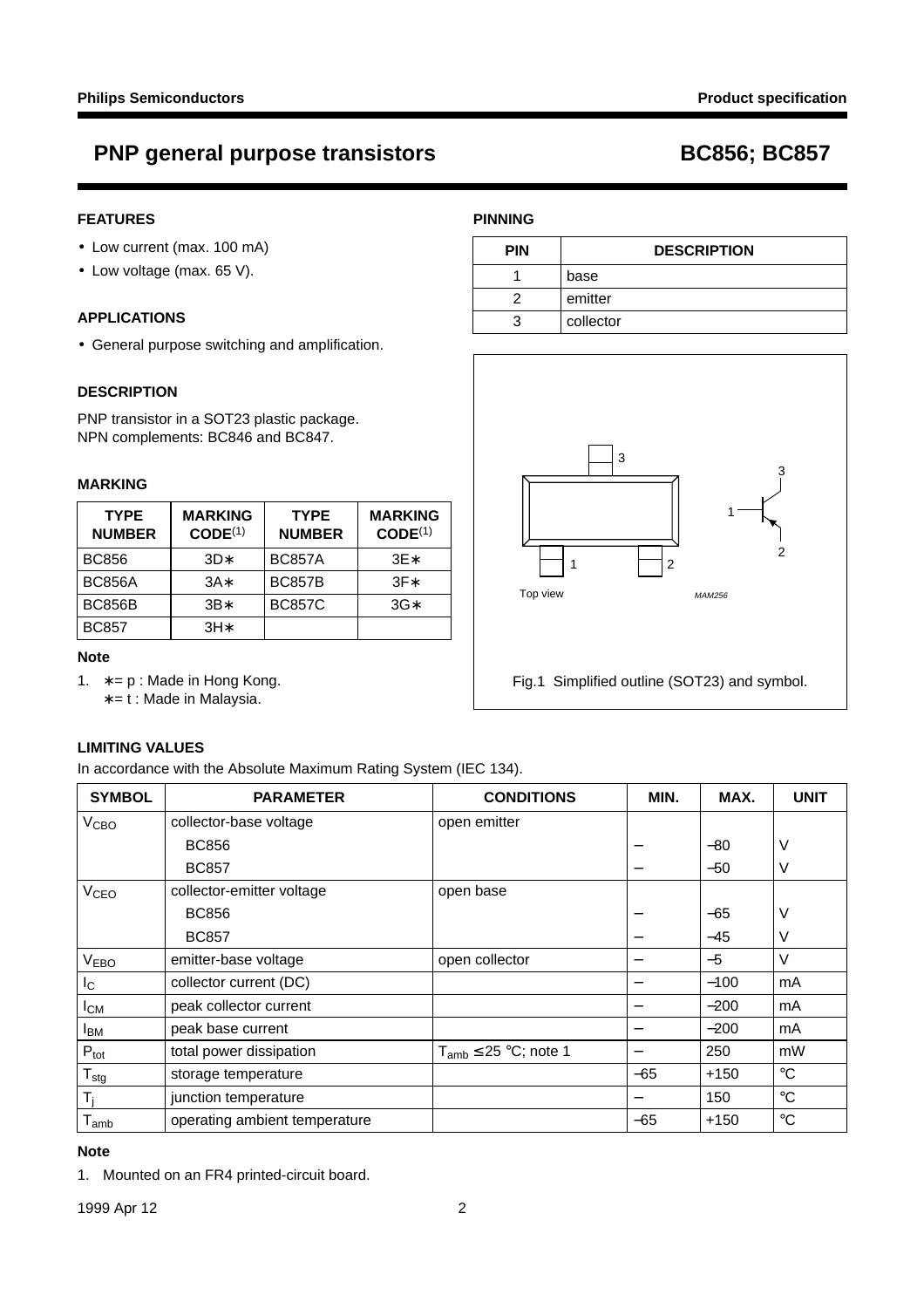# PNP general purpose transistors — BC856; BC857

## FEATURES

- Low current (max. 100 mA)
- Low voltage (max. 65 V).

## APPLICATIONS

- General purpose switching and amplification.

## DESCRIPTION

PNP transistor in a SOT23 plastic package.
NPN complements: BC846 and BC847.

## MARKING

| TYPE NUMBER | MARKING CODE[(1)] | TYPE NUMBER | MARKING CODE[(1)] |
|---|---|---|---|
| BC856 | 3D∗ | BC857A | 3E∗ |
| BC856A | 3A∗ | BC857B | 3F∗ |
| BC856B | 3B∗ | BC857C | 3G∗ |
| BC857 | 3H∗ | | |

### Note

1. ∗= p : Made in Hong Kong.
   ∗= t : Made in Malaysia.

## PINNING

| PIN | DESCRIPTION |
|---|---|
| 1 | base |
| 2 | emitter |
| 3 | collector |

Fig.1 Simplified outline (SOT23) and symbol.

## LIMITING VALUES

In accordance with the Absolute Maximum Rating System (IEC 134).

| SYMBOL | PARAMETER | CONDITIONS | MIN. | MAX. | UNIT |
|---|---|---|---|---|---|
| $V_{CBO}$ | collector-base voltage | open emitter | | | |
| | BC856 | | – | −80 | V |
| | BC857 | | – | −50 | V |
| $V_{CEO}$ | collector-emitter voltage | open base | | | |
| | BC856 | | – | −65 | V |
| | BC857 | | – | −45 | V |
| $V_{EBO}$ | emitter-base voltage | open collector | – | −5 | V |
| $I_C$ | collector current (DC) | | – | −100 | mA |
| $I_{CM}$ | peak collector current | | – | −200 | mA |
| $I_{BM}$ | peak base current | | – | −200 | mA |
| $P_{tot}$ | total power dissipation | $T_{amb} \leq 25$ °C; note 1 | – | 250 | mW |
| $T_{stg}$ | storage temperature | | −65 | +150 | °C |
| $T_j$ | junction temperature | | – | 150 | °C |
| $T_{amb}$ | operating ambient temperature | | −65 | +150 | °C |

### Note

1. Mounted on an FR4 printed-circuit board.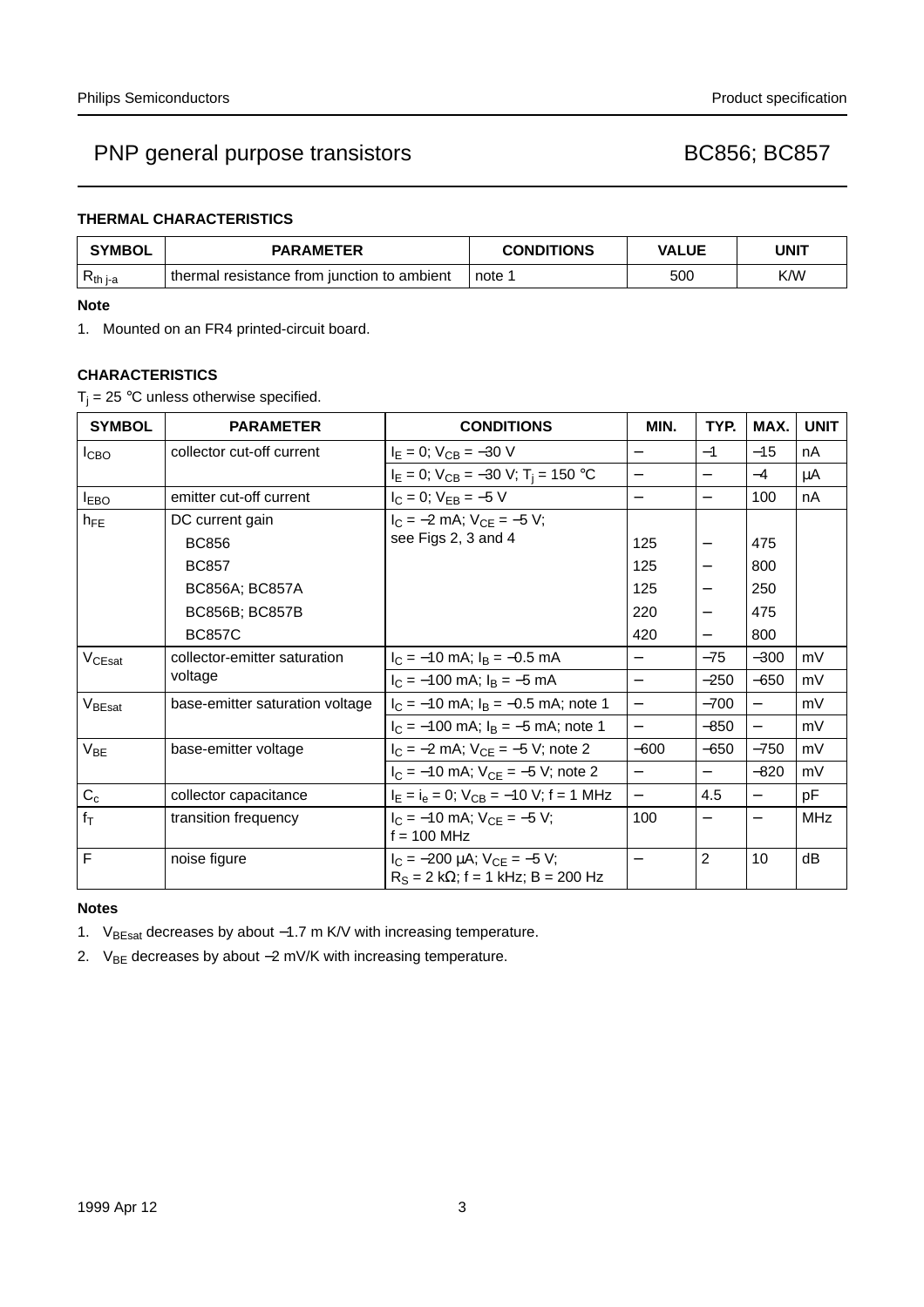# PNP general purpose transistors — BC856; BC857

## THERMAL CHARACTERISTICS

| SYMBOL | PARAMETER | CONDITIONS | VALUE | UNIT |
|---|---|---|---|---|
| $R_{th\ j\text{-}a}$ | thermal resistance from junction to ambient | note 1 | 500 | K/W |

**Note**

1. Mounted on an FR4 printed-circuit board.

## CHARACTERISTICS

$T_j$ = 25 °C unless otherwise specified.

| SYMBOL | PARAMETER | CONDITIONS | MIN. | TYP. | MAX. | UNIT |
|---|---|---|---|---|---|---|
| $I_{CBO}$ | collector cut-off current | $I_E$ = 0; $V_{CB}$ = −30 V | − | −1 | −15 | nA |
| | | $I_E$ = 0; $V_{CB}$ = −30 V; $T_j$ = 150 °C | − | − | −4 | μA |
| $I_{EBO}$ | emitter cut-off current | $I_C$ = 0; $V_{EB}$ = −5 V | − | − | 100 | nA |
| $h_{FE}$ | DC current gain | $I_C$ = −2 mA; $V_{CE}$ = −5 V; see Figs 2, 3 and 4 | | | | |
| | BC856 | | 125 | − | 475 | |
| | BC857 | | 125 | − | 800 | |
| | BC856A; BC857A | | 125 | − | 250 | |
| | BC856B; BC857B | | 220 | − | 475 | |
| | BC857C | | 420 | − | 800 | |
| $V_{CEsat}$ | collector-emitter saturation voltage | $I_C$ = −10 mA; $I_B$ = −0.5 mA | − | −75 | −300 | mV |
| | | $I_C$ = −100 mA; $I_B$ = −5 mA | − | −250 | −650 | mV |
| $V_{BEsat}$ | base-emitter saturation voltage | $I_C$ = −10 mA; $I_B$ = −0.5 mA; note 1 | − | −700 | − | mV |
| | | $I_C$ = −100 mA; $I_B$ = −5 mA; note 1 | − | −850 | − | mV |
| $V_{BE}$ | base-emitter voltage | $I_C$ = −2 mA; $V_{CE}$ = −5 V; note 2 | −600 | −650 | −750 | mV |
| | | $I_C$ = −10 mA; $V_{CE}$ = −5 V; note 2 | − | − | −820 | mV |
| $C_c$ | collector capacitance | $I_E = i_e$ = 0; $V_{CB}$ = −10 V; f = 1 MHz | − | 4.5 | − | pF |
| $f_T$ | transition frequency | $I_C$ = −10 mA; $V_{CE}$ = −5 V; f = 100 MHz | 100 | − | − | MHz |
| F | noise figure | $I_C$ = −200 μA; $V_{CE}$ = −5 V; $R_S$ = 2 kΩ; f = 1 kHz; B = 200 Hz | − | 2 | 10 | dB |

**Notes**

1. $V_{BEsat}$ decreases by about −1.7 m K/V with increasing temperature.
2. $V_{BE}$ decreases by about −2 mV/K with increasing temperature.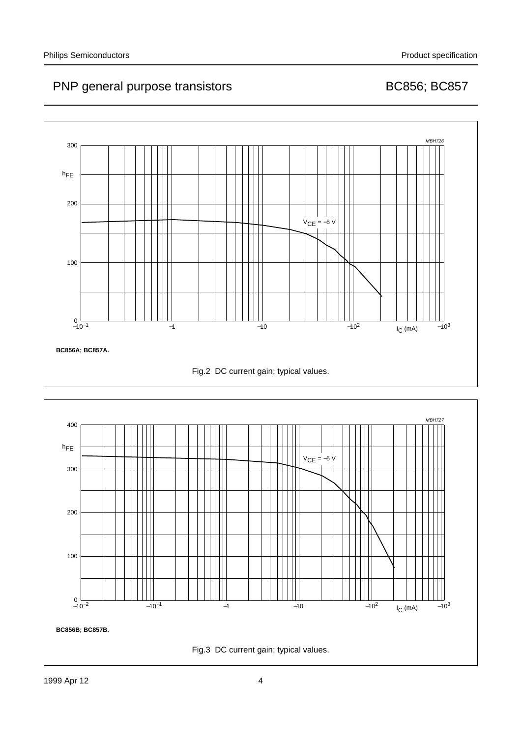BC856A; BC857A.

Fig.2 DC current gain; typical values.

BC856B; BC857B.

Fig.3 DC current gain; typical values.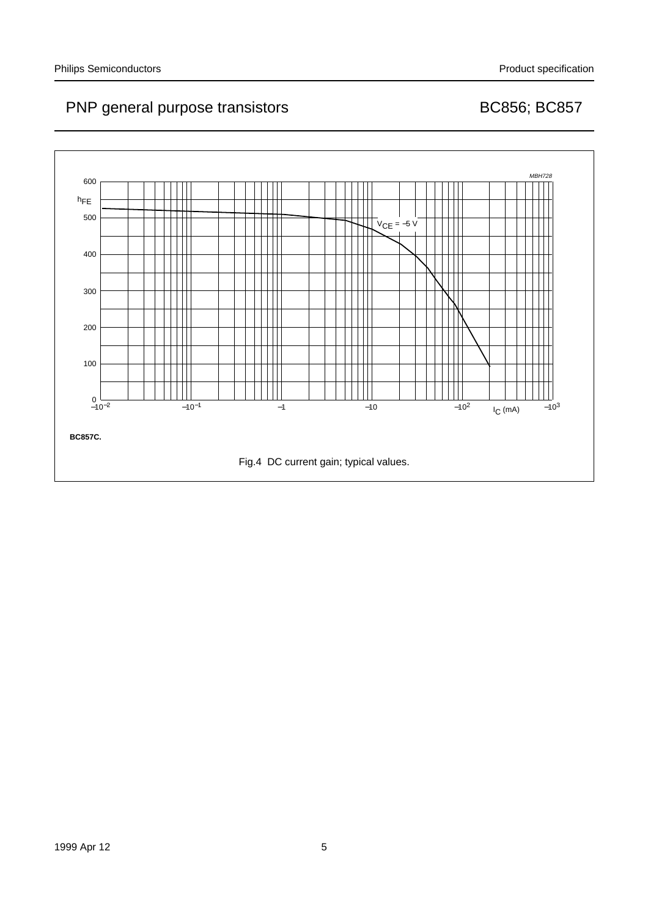BC857C.

Fig.4 DC current gain; typical values.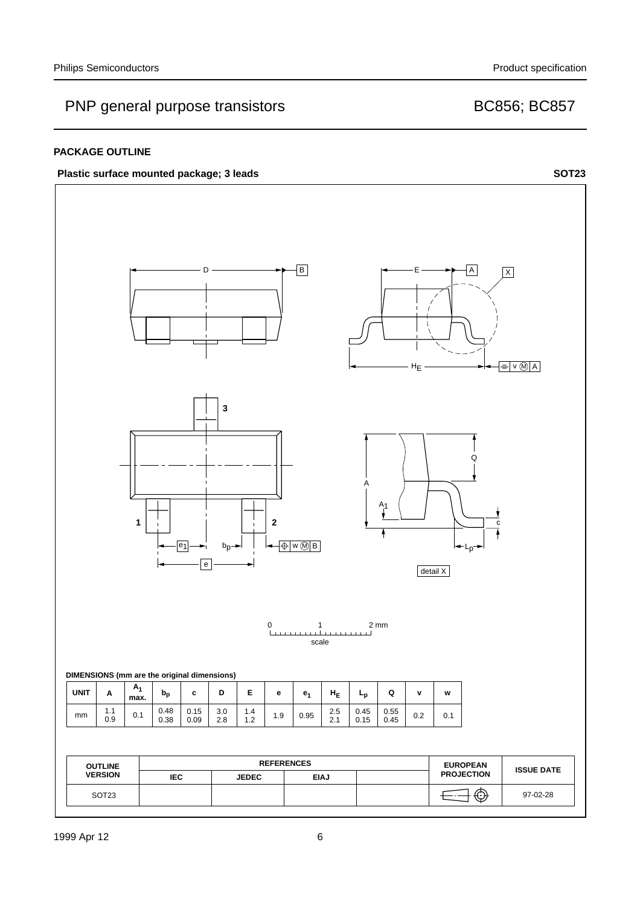## PACKAGE OUTLINE

**Plastic surface mounted package; 3 leads** **SOT23**

D B E A X

$H_E$ v M A

3

1 2

$e_1$ $b_p$ w M B

e

A Q

$A_1$

c

$L_p$

detail X

0 1 2 mm

scale

**DIMENSIONS (mm are the original dimensions)**

| UNIT | A | $A_1$ max. | $b_p$ | c | D | E | e | $e_1$ | $H_E$ | $L_p$ | Q | v | w |
|---|---|---|---|---|---|---|---|---|---|---|---|---|---|
| mm | 1.1<br>0.9 | 0.1 | 0.48<br>0.38 | 0.15<br>0.09 | 3.0<br>2.8 | 1.4<br>1.2 | 1.9 | 0.95 | 2.5<br>2.1 | 0.45<br>0.15 | 0.55<br>0.45 | 0.2 | 0.1 |

| OUTLINE VERSION | REFERENCES | | | | EUROPEAN PROJECTION | ISSUE DATE |
|---|---|---|---|---|---|---|
| | IEC | JEDEC | EIAJ | | | |
| SOT23 | | | | | | 97-02-28 |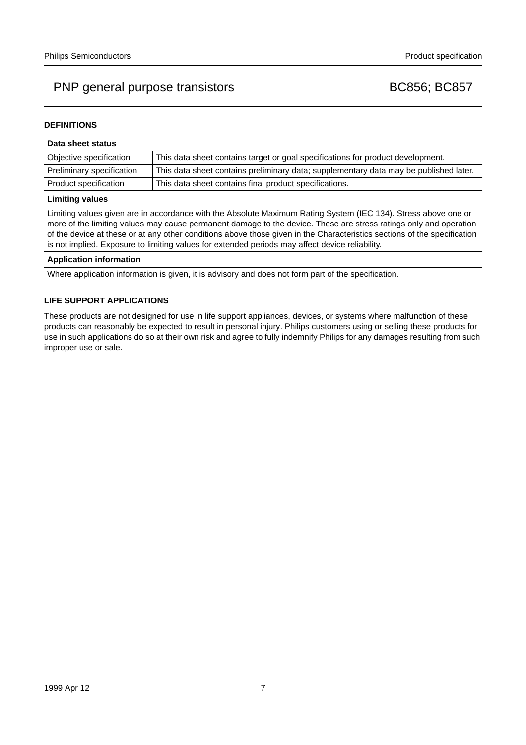## DEFINITIONS

| Data sheet status | |
|---|---|
| Objective specification | This data sheet contains target or goal specifications for product development. |
| Preliminary specification | This data sheet contains preliminary data; supplementary data may be published later. |
| Product specification | This data sheet contains final product specifications. |
| **Limiting values** | |
| Limiting values given are in accordance with the Absolute Maximum Rating System (IEC 134). Stress above one or more of the limiting values may cause permanent damage to the device. These are stress ratings only and operation of the device at these or at any other conditions above those given in the Characteristics sections of the specification is not implied. Exposure to limiting values for extended periods may affect device reliability. | |
| **Application information** | |
| Where application information is given, it is advisory and does not form part of the specification. | |

## LIFE SUPPORT APPLICATIONS

These products are not designed for use in life support appliances, devices, or systems where malfunction of these products can reasonably be expected to result in personal injury. Philips customers using or selling these products for use in such applications do so at their own risk and agree to fully indemnify Philips for any damages resulting from such improper use or sale.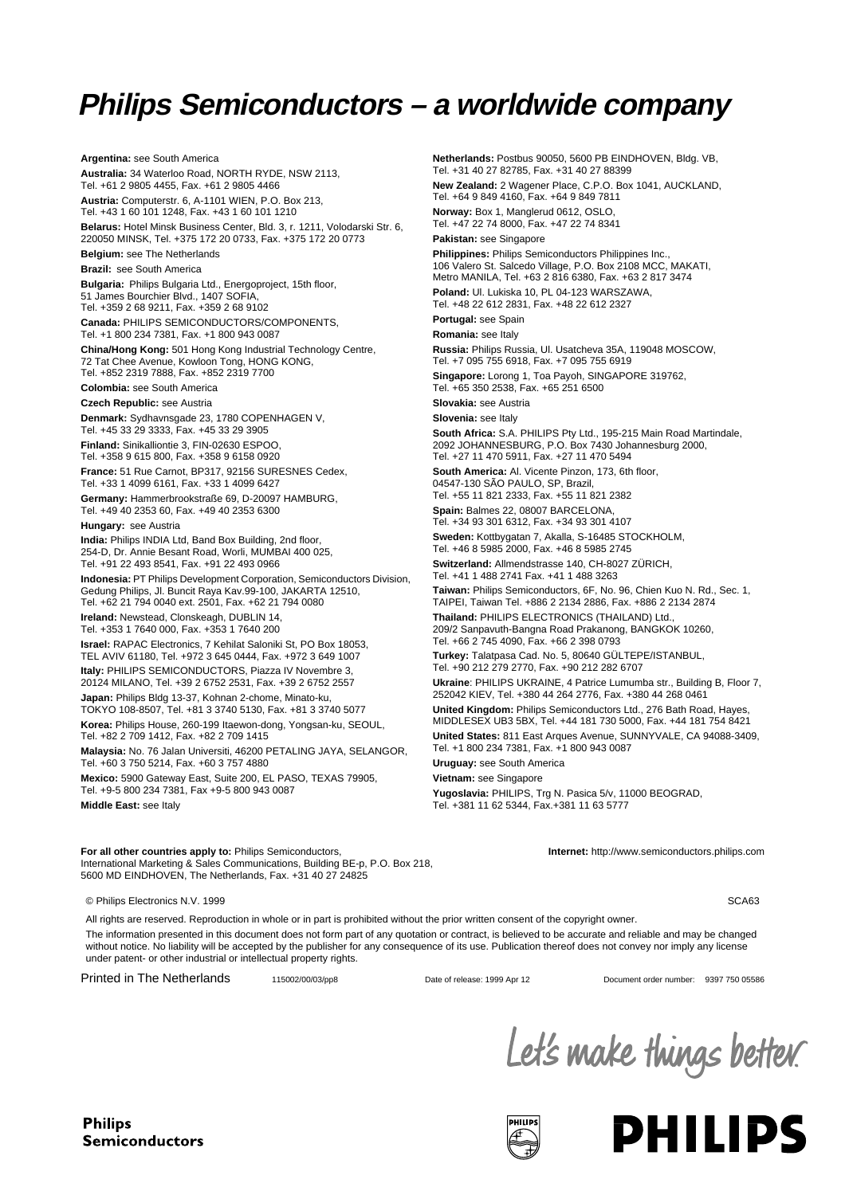# Philips Semiconductors – a worldwide company

**Argentina:** see South America

**Australia:** 34 Waterloo Road, NORTH RYDE, NSW 2113, Tel. +61 2 9805 4455, Fax. +61 2 9805 4466

**Austria:** Computerstr. 6, A-1101 WIEN, P.O. Box 213, Tel. +43 1 60 101 1248, Fax. +43 1 60 101 1210

**Belarus:** Hotel Minsk Business Center, Bld. 3, r. 1211, Volodarski Str. 6, 220050 MINSK, Tel. +375 172 20 0733, Fax. +375 172 20 0773

**Belgium:** see The Netherlands

**Brazil:** see South America

**Bulgaria:** Philips Bulgaria Ltd., Energoproject, 15th floor, 51 James Bourchier Blvd., 1407 SOFIA, Tel. +359 2 68 9211, Fax. +359 2 68 9102

**Canada:** PHILIPS SEMICONDUCTORS/COMPONENTS, Tel. +1 800 234 7381, Fax. +1 800 943 0087

**China/Hong Kong:** 501 Hong Kong Industrial Technology Centre, 72 Tat Chee Avenue, Kowloon Tong, HONG KONG, Tel. +852 2319 7888, Fax. +852 2319 7700

**Colombia:** see South America

**Czech Republic:** see Austria

**Denmark:** Sydhavnsgade 23, 1780 COPENHAGEN V, Tel. +45 33 29 3333, Fax. +45 33 29 3905

**Finland:** Sinikalliontie 3, FIN-02630 ESPOO, Tel. +358 9 615 800, Fax. +358 9 6158 0920

**France:** 51 Rue Carnot, BP317, 92156 SURESNES Cedex, Tel. +33 1 4099 6161, Fax. +33 1 4099 6427

**Germany:** Hammerbrookstraße 69, D-20097 HAMBURG, Tel. +49 40 2353 60, Fax. +49 40 2353 6300

**Hungary:** see Austria

**India:** Philips INDIA Ltd, Band Box Building, 2nd floor, 254-D, Dr. Annie Besant Road, Worli, MUMBAI 400 025, Tel. +91 22 493 8541, Fax. +91 22 493 0966

**Indonesia:** PT Philips Development Corporation, Semiconductors Division, Gedung Philips, Jl. Buncit Raya Kav.99-100, JAKARTA 12510, Tel. +62 21 794 0040 ext. 2501, Fax. +62 21 794 0080

**Ireland:** Newstead, Clonskeagh, DUBLIN 14, Tel. +353 1 7640 000, Fax. +353 1 7640 200

**Israel:** RAPAC Electronics, 7 Kehilat Saloniki St, PO Box 18053, TEL AVIV 61180, Tel. +972 3 645 0444, Fax. +972 3 649 1007

**Italy:** PHILIPS SEMICONDUCTORS, Piazza IV Novembre 3, 20124 MILANO, Tel. +39 2 6752 2531, Fax. +39 2 6752 2557

**Japan:** Philips Bldg 13-37, Kohnan 2-chome, Minato-ku, TOKYO 108-8507, Tel. +81 3 3740 5130, Fax. +81 3 3740 5077

**Korea:** Philips House, 260-199 Itaewon-dong, Yongsan-ku, SEOUL, Tel. +82 2 709 1412, Fax. +82 2 709 1415

**Malaysia:** No. 76 Jalan Universiti, 46200 PETALING JAYA, SELANGOR, Tel. +60 3 750 5214, Fax. +60 3 757 4880

**Mexico:** 5900 Gateway East, Suite 200, EL PASO, TEXAS 79905, Tel. +9-5 800 234 7381, Fax +9-5 800 943 0087

**Middle East:** see Italy

**Netherlands:** Postbus 90050, 5600 PB EINDHOVEN, Bldg. VB, Tel. +31 40 27 82785, Fax. +31 40 27 88399

**New Zealand:** 2 Wagener Place, C.P.O. Box 1041, AUCKLAND, Tel. +64 9 849 4160, Fax. +64 9 849 7811

**Norway:** Box 1, Manglerud 0612, OSLO, Tel. +47 22 74 8000, Fax. +47 22 74 8341

**Pakistan:** see Singapore

**Philippines:** Philips Semiconductors Philippines Inc., 106 Valero St. Salcedo Village, P.O. Box 2108 MCC, MAKATI, Metro MANILA, Tel. +63 2 816 6380, Fax. +63 2 817 3474

**Poland:** Ul. Lukiska 10, PL 04-123 WARSZAWA, Tel. +48 22 612 2831, Fax. +48 22 612 2327

**Portugal:** see Spain

**Romania:** see Italy

**Russia:** Philips Russia, Ul. Usatcheva 35A, 119048 MOSCOW, Tel. +7 095 755 6918, Fax. +7 095 755 6919

**Singapore:** Lorong 1, Toa Payoh, SINGAPORE 319762, Tel. +65 350 2538, Fax. +65 251 6500

**Slovakia:** see Austria

**Slovenia:** see Italy

**South Africa:** S.A. PHILIPS Pty Ltd., 195-215 Main Road Martindale, 2092 JOHANNESBURG, P.O. Box 7430 Johannesburg 2000, Tel. +27 11 470 5911, Fax. +27 11 470 5494

**South America:** Al. Vicente Pinzon, 173, 6th floor, 04547-130 SÃO PAULO, SP, Brazil, Tel. +55 11 821 2333, Fax. +55 11 821 2382

**Spain:** Balmes 22, 08007 BARCELONA, Tel. +34 93 301 6312, Fax. +34 93 301 4107

**Sweden:** Kottbygatan 7, Akalla, S-16485 STOCKHOLM, Tel. +46 8 5985 2000, Fax. +46 8 5985 2745

**Switzerland:** Allmendstrasse 140, CH-8027 ZÜRICH, Tel. +41 1 488 2741 Fax. +41 1 488 3263

**Taiwan:** Philips Semiconductors, 6F, No. 96, Chien Kuo N. Rd., Sec. 1, TAIPEI, Taiwan Tel. +886 2 2134 2886, Fax. +886 2 2134 2874

**Thailand:** PHILIPS ELECTRONICS (THAILAND) Ltd., 209/2 Sanpavuth-Bangna Road Prakanong, BANGKOK 10260, Tel. +66 2 745 4090, Fax. +66 2 398 0793

**Turkey:** Talatpasa Cad. No. 5, 80640 GÜLTEPE/ISTANBUL, Tel. +90 212 279 2770, Fax. +90 212 282 6707

**Ukraine**: PHILIPS UKRAINE, 4 Patrice Lumumba str., Building B, Floor 7, 252042 KIEV, Tel. +380 44 264 2776, Fax. +380 44 268 0461

**United Kingdom:** Philips Semiconductors Ltd., 276 Bath Road, Hayes, MIDDLESEX UB3 5BX, Tel. +44 181 730 5000, Fax. +44 181 754 8421

**United States:** 811 East Arques Avenue, SUNNYVALE, CA 94088-3409, Tel. +1 800 234 7381, Fax. +1 800 943 0087

**Uruguay:** see South America

**Vietnam:** see Singapore

**Yugoslavia:** PHILIPS, Trg N. Pasica 5/v, 11000 BEOGRAD, Tel. +381 11 62 5344, Fax.+381 11 63 5777

**For all other countries apply to:** Philips Semiconductors, International Marketing & Sales Communications, Building BE-p, P.O. Box 218, 5600 MD EINDHOVEN, The Netherlands, Fax. +31 40 27 24825

**Internet:** http://www.semiconductors.philips.com

© Philips Electronics N.V. 1999 SCA63

All rights are reserved. Reproduction in whole or in part is prohibited without the prior written consent of the copyright owner.

The information presented in this document does not form part of any quotation or contract, is believed to be accurate and reliable and may be changed without notice. No liability will be accepted by the publisher for any consequence of its use. Publication thereof does not convey nor imply any license under patent- or other industrial or intellectual property rights.

Printed in The Netherlands 115002/00/03/pp8 Date of release: 1999 Apr 12 Document order number: 9397 750 05586

Let's make things better.

Philips Semiconductors

PHILIPS